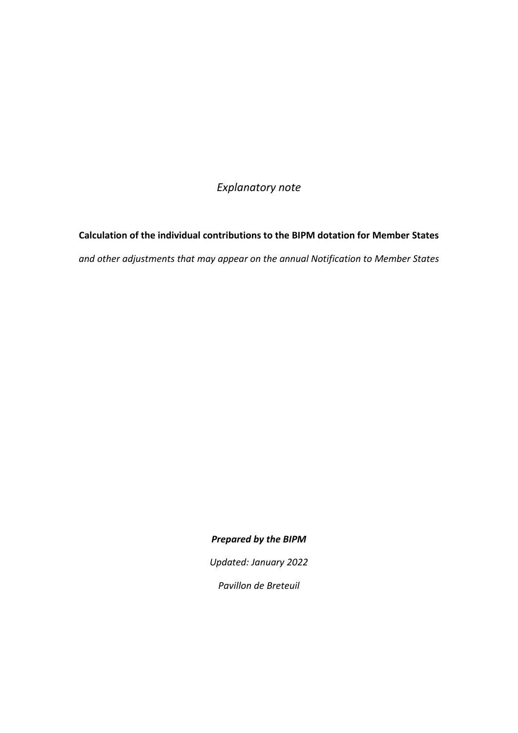*Explanatory note*

**Calculation of the individual contributions to the BIPM dotation for Member States**

*and other adjustments that may appear on the annual Notification to Member States*

***Prepared by the BIPM***

*Updated: January 2022*

*Pavillon de Breteuil*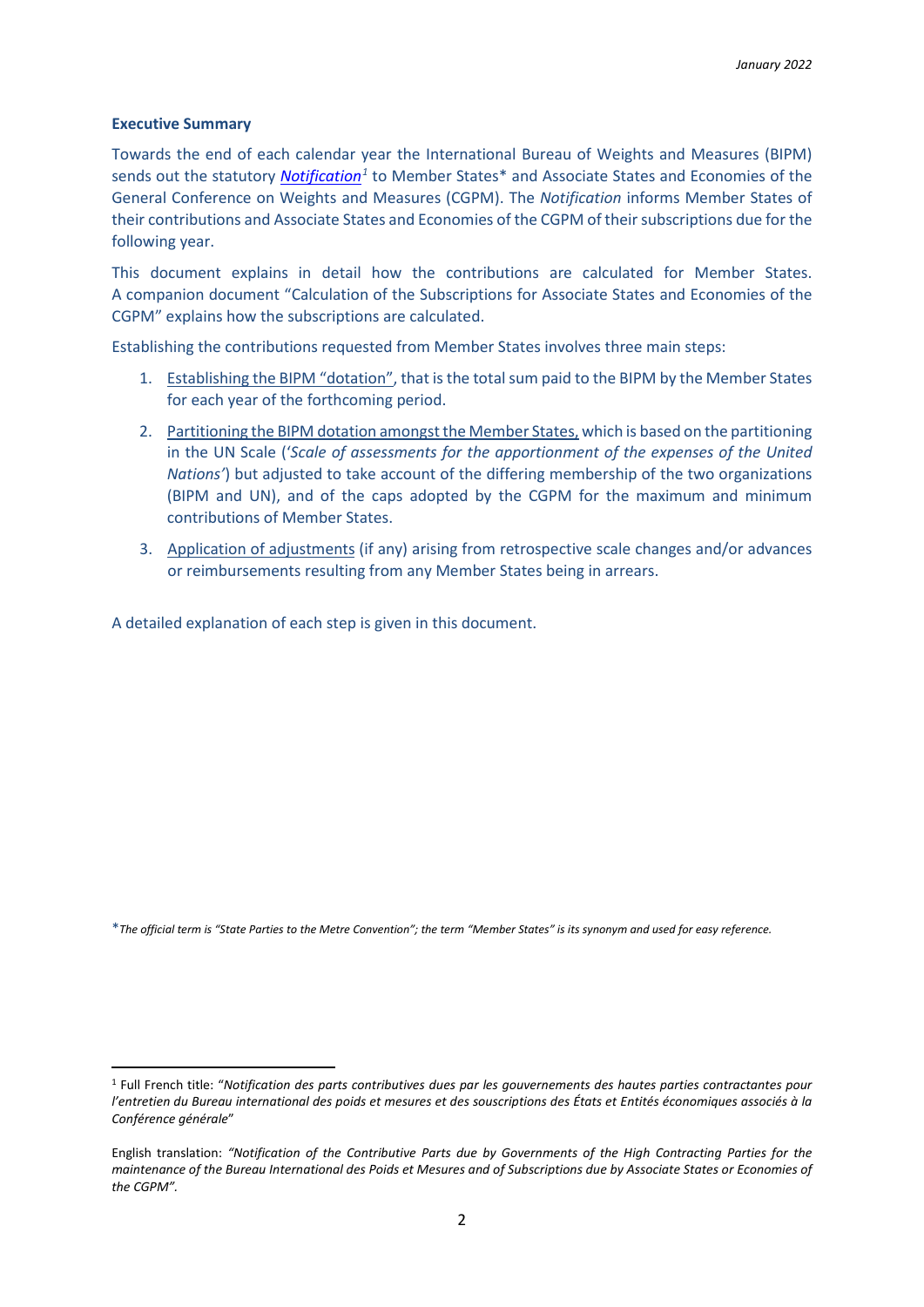January 2022

**Executive Summary**

Towards the end of each calendar year the International Bureau of Weights and Measures (BIPM) sends out the statutory ***Notification***[1] to Member States* and Associate States and Economies of the General Conference on Weights and Measures (CGPM). The *Notification* informs Member States of their contributions and Associate States and Economies of the CGPM of their subscriptions due for the following year.

This document explains in detail how the contributions are calculated for Member States. A companion document "Calculation of the Subscriptions for Associate States and Economies of the CGPM" explains how the subscriptions are calculated.

Establishing the contributions requested from Member States involves three main steps:

1. <u>Establishing the BIPM "dotation"</u>, that is the total sum paid to the BIPM by the Member States for each year of the forthcoming period.
2. <u>Partitioning the BIPM dotation amongst the Member States,</u> which is based on the partitioning in the UN Scale ('*Scale of assessments for the apportionment of the expenses of the United Nations'*) but adjusted to take account of the differing membership of the two organizations (BIPM and UN), and of the caps adopted by the CGPM for the maximum and minimum contributions of Member States.
3. <u>Application of adjustments</u> (if any) arising from retrospective scale changes and/or advances or reimbursements resulting from any Member States being in arrears.

A detailed explanation of each step is given in this document.

**The official term is "State Parties to the Metre Convention"; the term "Member States" is its synonym and used for easy reference.*

---

[1] Full French title: "*Notification des parts contributives dues par les gouvernements des hautes parties contractantes pour l'entretien du Bureau international des poids et mesures et des souscriptions des États et Entités économiques associés à la Conférence générale*"

English translation: *"Notification of the Contributive Parts due by Governments of the High Contracting Parties for the maintenance of the Bureau International des Poids et Mesures and of Subscriptions due by Associate States or Economies of the CGPM".*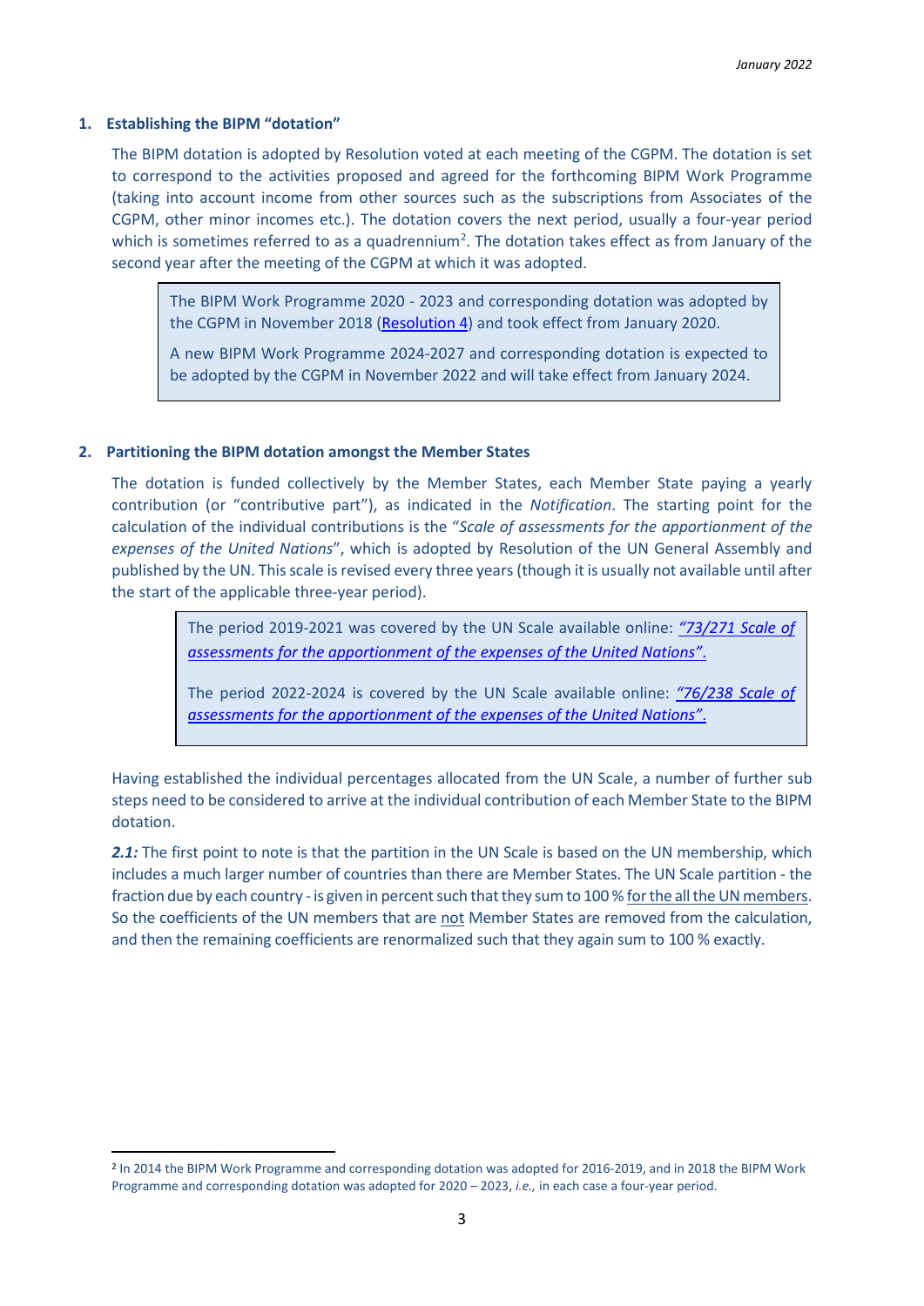## 1. Establishing the BIPM "dotation"

The BIPM dotation is adopted by Resolution voted at each meeting of the CGPM. The dotation is set to correspond to the activities proposed and agreed for the forthcoming BIPM Work Programme (taking into account income from other sources such as the subscriptions from Associates of the CGPM, other minor incomes etc.). The dotation covers the next period, usually a four-year period which is sometimes referred to as a quadrennium[2]. The dotation takes effect as from January of the second year after the meeting of the CGPM at which it was adopted.

> The BIPM Work Programme 2020 - 2023 and corresponding dotation was adopted by the CGPM in November 2018 (Resolution 4) and took effect from January 2020.
>
> A new BIPM Work Programme 2024-2027 and corresponding dotation is expected to be adopted by the CGPM in November 2022 and will take effect from January 2024.

## 2. Partitioning the BIPM dotation amongst the Member States

The dotation is funded collectively by the Member States, each Member State paying a yearly contribution (or "contributive part"), as indicated in the *Notification*. The starting point for the calculation of the individual contributions is the "*Scale of assessments for the apportionment of the expenses of the United Nations*", which is adopted by Resolution of the UN General Assembly and published by the UN. This scale is revised every three years (though it is usually not available until after the start of the applicable three-year period).

> The period 2019-2021 was covered by the UN Scale available online: *"73/271 Scale of assessments for the apportionment of the expenses of the United Nations".*
>
> The period 2022-2024 is covered by the UN Scale available online: *"76/238 Scale of assessments for the apportionment of the expenses of the United Nations".*

Having established the individual percentages allocated from the UN Scale, a number of further sub steps need to be considered to arrive at the individual contribution of each Member State to the BIPM dotation.

***2.1:*** The first point to note is that the partition in the UN Scale is based on the UN membership, which includes a much larger number of countries than there are Member States. The UN Scale partition - the fraction due by each country - is given in percent such that they sum to 100 % for the all the UN members. So the coefficients of the UN members that are not Member States are removed from the calculation, and then the remaining coefficients are renormalized such that they again sum to 100 % exactly.

---

[2] In 2014 the BIPM Work Programme and corresponding dotation was adopted for 2016-2019, and in 2018 the BIPM Work Programme and corresponding dotation was adopted for 2020 – 2023, *i.e.,* in each case a four-year period.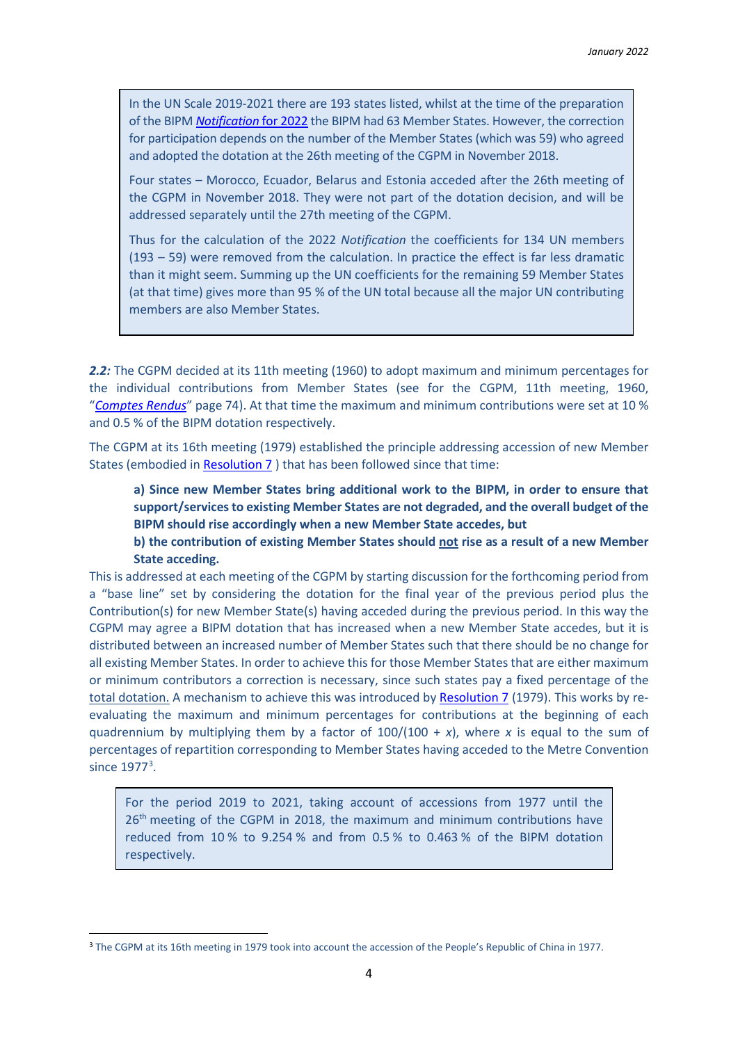> In the UN Scale 2019-2021 there are 193 states listed, whilst at the time of the preparation of the BIPM *Notification* for 2022 the BIPM had 63 Member States. However, the correction for participation depends on the number of the Member States (which was 59) who agreed and adopted the dotation at the 26th meeting of the CGPM in November 2018.
>
> Four states – Morocco, Ecuador, Belarus and Estonia acceded after the 26th meeting of the CGPM in November 2018. They were not part of the dotation decision, and will be addressed separately until the 27th meeting of the CGPM.
>
> Thus for the calculation of the 2022 *Notification* the coefficients for 134 UN members (193 – 59) were removed from the calculation. In practice the effect is far less dramatic than it might seem. Summing up the UN coefficients for the remaining 59 Member States (at that time) gives more than 95 % of the UN total because all the major UN contributing members are also Member States.

***2.2:*** The CGPM decided at its 11th meeting (1960) to adopt maximum and minimum percentages for the individual contributions from Member States (see for the CGPM, 11th meeting, 1960, "*Comptes Rendus*" page 74). At that time the maximum and minimum contributions were set at 10 % and 0.5 % of the BIPM dotation respectively.

The CGPM at its 16th meeting (1979) established the principle addressing accession of new Member States (embodied in Resolution 7 ) that has been followed since that time:

> **a) Since new Member States bring additional work to the BIPM, in order to ensure that support/services to existing Member States are not degraded, and the overall budget of the BIPM should rise accordingly when a new Member State accedes, but**
>
> **b) the contribution of existing Member States should not rise as a result of a new Member State acceding.**

This is addressed at each meeting of the CGPM by starting discussion for the forthcoming period from a "base line" set by considering the dotation for the final year of the previous period plus the Contribution(s) for new Member State(s) having acceded during the previous period. In this way the CGPM may agree a BIPM dotation that has increased when a new Member State accedes, but it is distributed between an increased number of Member States such that there should be no change for all existing Member States. In order to achieve this for those Member States that are either maximum or minimum contributors a correction is necessary, since such states pay a fixed percentage of the total dotation. A mechanism to achieve this was introduced by Resolution 7 (1979). This works by re-evaluating the maximum and minimum percentages for contributions at the beginning of each quadrennium by multiplying them by a factor of $100/(100 + x)$, where $x$ is equal to the sum of percentages of repartition corresponding to Member States having acceded to the Metre Convention since 1977[3].

> For the period 2019 to 2021, taking account of accessions from 1977 until the 26th meeting of the CGPM in 2018, the maximum and minimum contributions have reduced from 10 % to 9.254 % and from 0.5 % to 0.463 % of the BIPM dotation respectively.

[3] The CGPM at its 16th meeting in 1979 took into account the accession of the People's Republic of China in 1977.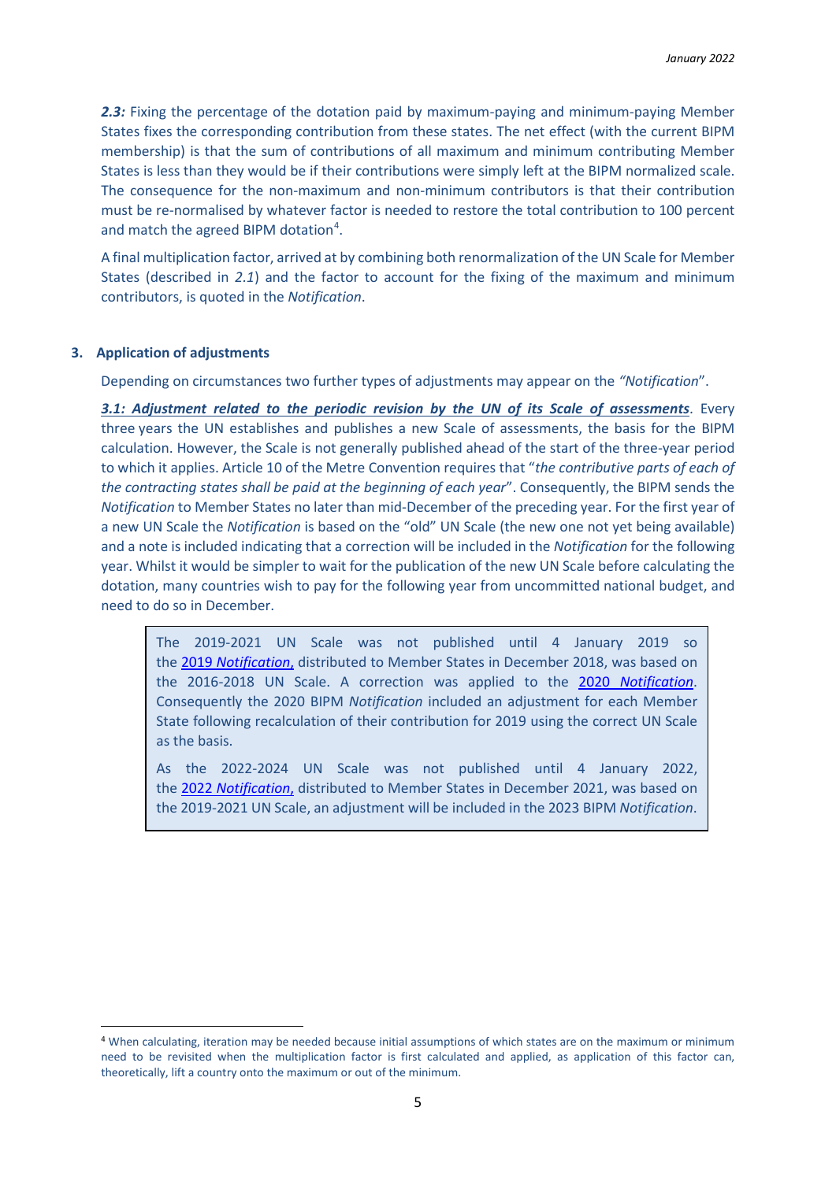***2.3:*** Fixing the percentage of the dotation paid by maximum-paying and minimum-paying Member States fixes the corresponding contribution from these states. The net effect (with the current BIPM membership) is that the sum of contributions of all maximum and minimum contributing Member States is less than they would be if their contributions were simply left at the BIPM normalized scale. The consequence for the non-maximum and non-minimum contributors is that their contribution must be re-normalised by whatever factor is needed to restore the total contribution to 100 percent and match the agreed BIPM dotation[4].

A final multiplication factor, arrived at by combining both renormalization of the UN Scale for Member States (described in *2.1*) and the factor to account for the fixing of the maximum and minimum contributors, is quoted in the *Notification*.

## 3. Application of adjustments

Depending on circumstances two further types of adjustments may appear on the *"Notification*".

***3.1: Adjustment related to the periodic revision by the UN of its Scale of assessments***. Every three years the UN establishes and publishes a new Scale of assessments, the basis for the BIPM calculation. However, the Scale is not generally published ahead of the start of the three-year period to which it applies. Article 10 of the Metre Convention requires that "*the contributive parts of each of the contracting states shall be paid at the beginning of each year*". Consequently, the BIPM sends the *Notification* to Member States no later than mid-December of the preceding year. For the first year of a new UN Scale the *Notification* is based on the "old" UN Scale (the new one not yet being available) and a note is included indicating that a correction will be included in the *Notification* for the following year. Whilst it would be simpler to wait for the publication of the new UN Scale before calculating the dotation, many countries wish to pay for the following year from uncommitted national budget, and need to do so in December.

> The 2019-2021 UN Scale was not published until 4 January 2019 so the 2019 *Notification*, distributed to Member States in December 2018, was based on the 2016-2018 UN Scale. A correction was applied to the 2020 *Notification*. Consequently the 2020 BIPM *Notification* included an adjustment for each Member State following recalculation of their contribution for 2019 using the correct UN Scale as the basis.
>
> As the 2022-2024 UN Scale was not published until 4 January 2022, the 2022 *Notification*, distributed to Member States in December 2021, was based on the 2019-2021 UN Scale, an adjustment will be included in the 2023 BIPM *Notification*.

[4] When calculating, iteration may be needed because initial assumptions of which states are on the maximum or minimum need to be revisited when the multiplication factor is first calculated and applied, as application of this factor can, theoretically, lift a country onto the maximum or out of the minimum.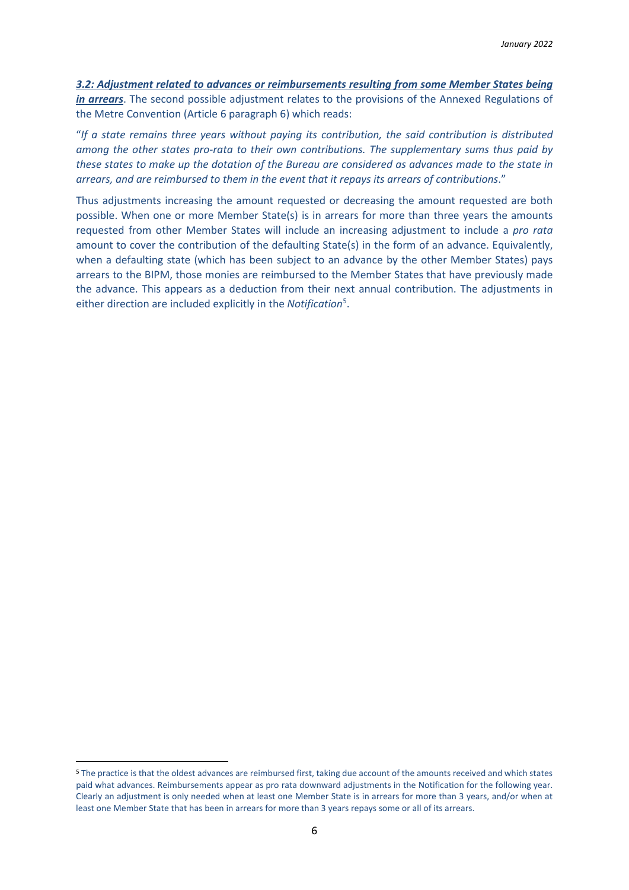***3.2: Adjustment related to advances or reimbursements resulting from some Member States being in arrears***. The second possible adjustment relates to the provisions of the Annexed Regulations of the Metre Convention (Article 6 paragraph 6) which reads:

"*If a state remains three years without paying its contribution, the said contribution is distributed among the other states pro-rata to their own contributions. The supplementary sums thus paid by these states to make up the dotation of the Bureau are considered as advances made to the state in arrears, and are reimbursed to them in the event that it repays its arrears of contributions*."

Thus adjustments increasing the amount requested or decreasing the amount requested are both possible. When one or more Member State(s) is in arrears for more than three years the amounts requested from other Member States will include an increasing adjustment to include a *pro rata* amount to cover the contribution of the defaulting State(s) in the form of an advance. Equivalently, when a defaulting state (which has been subject to an advance by the other Member States) pays arrears to the BIPM, those monies are reimbursed to the Member States that have previously made the advance. This appears as a deduction from their next annual contribution. The adjustments in either direction are included explicitly in the *Notification*[5].

[5] The practice is that the oldest advances are reimbursed first, taking due account of the amounts received and which states paid what advances. Reimbursements appear as pro rata downward adjustments in the Notification for the following year. Clearly an adjustment is only needed when at least one Member State is in arrears for more than 3 years, and/or when at least one Member State that has been in arrears for more than 3 years repays some or all of its arrears.